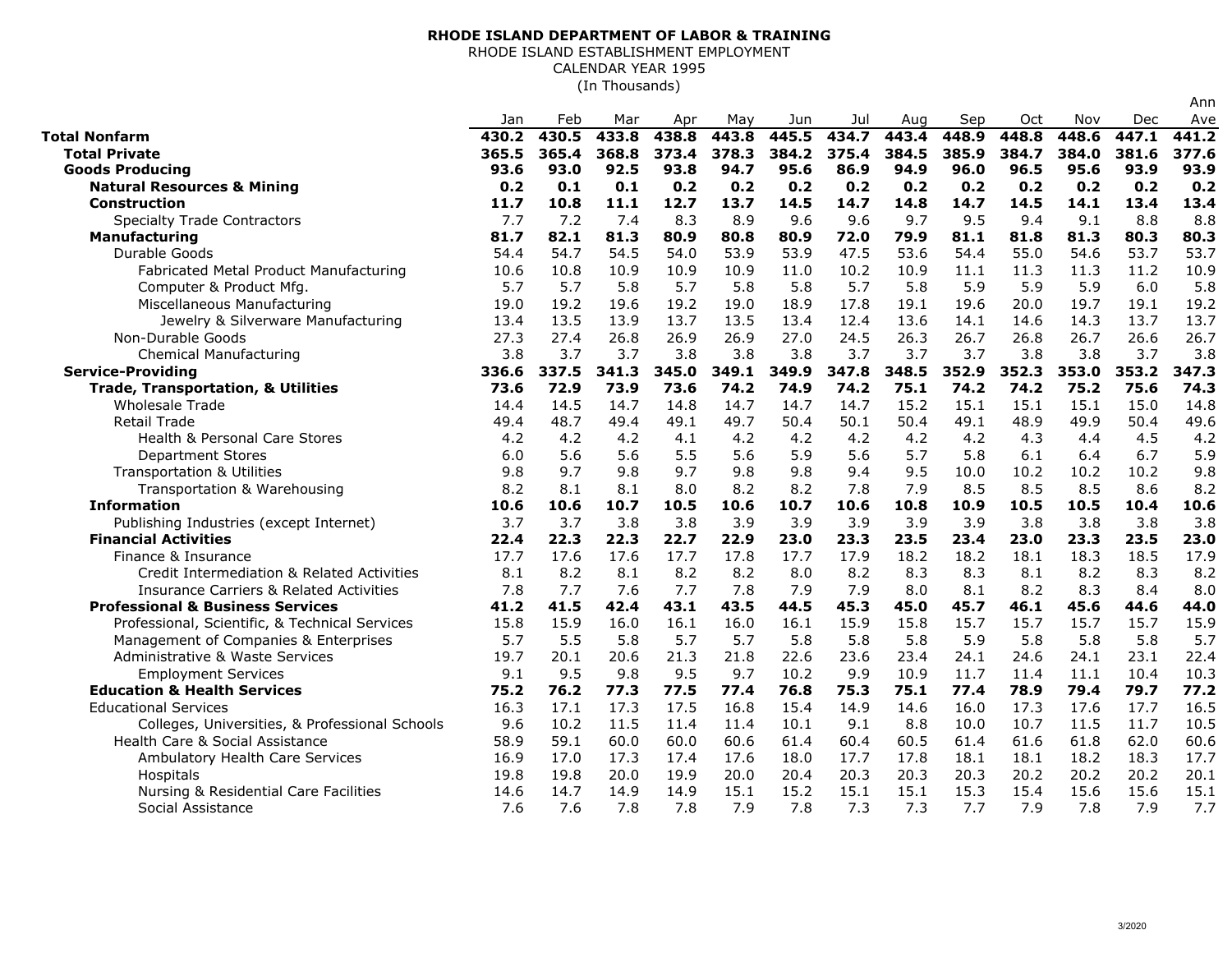**RHODE ISLAND DEPARTMENT OF LABOR & TRAINING**
RHODE ISLAND ESTABLISHMENT EMPLOYMENT
CALENDAR YEAR 1995
(In Thousands)

| | Jan | Feb | Mar | Apr | May | Jun | Jul | Aug | Sep | Oct | Nov | Dec | Ann Ave |
|---|---|---|---|---|---|---|---|---|---|---|---|---|---|
| **Total Nonfarm** | **430.2** | **430.5** | **433.8** | **438.8** | **443.8** | **445.5** | **434.7** | **443.4** | **448.9** | **448.8** | **448.6** | **447.1** | **441.2** |
| **Total Private** | **365.5** | **365.4** | **368.8** | **373.4** | **378.3** | **384.2** | **375.4** | **384.5** | **385.9** | **384.7** | **384.0** | **381.6** | **377.6** |
| **Goods Producing** | **93.6** | **93.0** | **92.5** | **93.8** | **94.7** | **95.6** | **86.9** | **94.9** | **96.0** | **96.5** | **95.6** | **93.9** | **93.9** |
| **Natural Resources & Mining** | **0.2** | **0.1** | **0.1** | **0.2** | **0.2** | **0.2** | **0.2** | **0.2** | **0.2** | **0.2** | **0.2** | **0.2** | **0.2** |
| **Construction** | **11.7** | **10.8** | **11.1** | **12.7** | **13.7** | **14.5** | **14.7** | **14.8** | **14.7** | **14.5** | **14.1** | **13.4** | **13.4** |
| Specialty Trade Contractors | 7.7 | 7.2 | 7.4 | 8.3 | 8.9 | 9.6 | 9.6 | 9.7 | 9.5 | 9.4 | 9.1 | 8.8 | 8.8 |
| **Manufacturing** | **81.7** | **82.1** | **81.3** | **80.9** | **80.8** | **80.9** | **72.0** | **79.9** | **81.1** | **81.8** | **81.3** | **80.3** | **80.3** |
| Durable Goods | 54.4 | 54.7 | 54.5 | 54.0 | 53.9 | 53.9 | 47.5 | 53.6 | 54.4 | 55.0 | 54.6 | 53.7 | 53.7 |
| Fabricated Metal Product Manufacturing | 10.6 | 10.8 | 10.9 | 10.9 | 10.9 | 11.0 | 10.2 | 10.9 | 11.1 | 11.3 | 11.3 | 11.2 | 10.9 |
| Computer & Product Mfg. | 5.7 | 5.7 | 5.8 | 5.7 | 5.8 | 5.8 | 5.7 | 5.8 | 5.9 | 5.9 | 5.9 | 6.0 | 5.8 |
| Miscellaneous Manufacturing | 19.0 | 19.2 | 19.6 | 19.2 | 19.0 | 18.9 | 17.8 | 19.1 | 19.6 | 20.0 | 19.7 | 19.1 | 19.2 |
| Jewelry & Silverware Manufacturing | 13.4 | 13.5 | 13.9 | 13.7 | 13.5 | 13.4 | 12.4 | 13.6 | 14.1 | 14.6 | 14.3 | 13.7 | 13.7 |
| Non-Durable Goods | 27.3 | 27.4 | 26.8 | 26.9 | 26.9 | 27.0 | 24.5 | 26.3 | 26.7 | 26.8 | 26.7 | 26.6 | 26.7 |
| Chemical Manufacturing | 3.8 | 3.7 | 3.7 | 3.8 | 3.8 | 3.8 | 3.7 | 3.7 | 3.7 | 3.8 | 3.8 | 3.7 | 3.8 |
| **Service-Providing** | **336.6** | **337.5** | **341.3** | **345.0** | **349.1** | **349.9** | **347.8** | **348.5** | **352.9** | **352.3** | **353.0** | **353.2** | **347.3** |
| **Trade, Transportation, & Utilities** | **73.6** | **72.9** | **73.9** | **73.6** | **74.2** | **74.9** | **74.2** | **75.1** | **74.2** | **74.2** | **75.2** | **75.6** | **74.3** |
| Wholesale Trade | 14.4 | 14.5 | 14.7 | 14.8 | 14.7 | 14.7 | 14.7 | 15.2 | 15.1 | 15.1 | 15.1 | 15.0 | 14.8 |
| Retail Trade | 49.4 | 48.7 | 49.4 | 49.1 | 49.7 | 50.4 | 50.1 | 50.4 | 49.1 | 48.9 | 49.9 | 50.4 | 49.6 |
| Health & Personal Care Stores | 4.2 | 4.2 | 4.2 | 4.1 | 4.2 | 4.2 | 4.2 | 4.2 | 4.2 | 4.3 | 4.4 | 4.5 | 4.2 |
| Department Stores | 6.0 | 5.6 | 5.6 | 5.5 | 5.6 | 5.9 | 5.6 | 5.7 | 5.8 | 6.1 | 6.4 | 6.7 | 5.9 |
| Transportation & Utilities | 9.8 | 9.7 | 9.8 | 9.7 | 9.8 | 9.8 | 9.4 | 9.5 | 10.0 | 10.2 | 10.2 | 10.2 | 9.8 |
| Transportation & Warehousing | 8.2 | 8.1 | 8.1 | 8.0 | 8.2 | 8.2 | 7.8 | 7.9 | 8.5 | 8.5 | 8.5 | 8.6 | 8.2 |
| **Information** | **10.6** | **10.6** | **10.7** | **10.5** | **10.6** | **10.7** | **10.6** | **10.8** | **10.9** | **10.5** | **10.5** | **10.4** | **10.6** |
| Publishing Industries (except Internet) | 3.7 | 3.7 | 3.8 | 3.8 | 3.9 | 3.9 | 3.9 | 3.9 | 3.9 | 3.8 | 3.8 | 3.8 | 3.8 |
| **Financial Activities** | **22.4** | **22.3** | **22.3** | **22.7** | **22.9** | **23.0** | **23.3** | **23.5** | **23.4** | **23.0** | **23.3** | **23.5** | **23.0** |
| Finance & Insurance | 17.7 | 17.6 | 17.6 | 17.7 | 17.8 | 17.7 | 17.9 | 18.2 | 18.2 | 18.1 | 18.3 | 18.5 | 17.9 |
| Credit Intermediation & Related Activities | 8.1 | 8.2 | 8.1 | 8.2 | 8.2 | 8.0 | 8.2 | 8.3 | 8.3 | 8.1 | 8.2 | 8.3 | 8.2 |
| Insurance Carriers & Related Activities | 7.8 | 7.7 | 7.6 | 7.7 | 7.8 | 7.9 | 7.9 | 8.0 | 8.1 | 8.2 | 8.3 | 8.4 | 8.0 |
| **Professional & Business Services** | **41.2** | **41.5** | **42.4** | **43.1** | **43.5** | **44.5** | **45.3** | **45.0** | **45.7** | **46.1** | **45.6** | **44.6** | **44.0** |
| Professional, Scientific, & Technical Services | 15.8 | 15.9 | 16.0 | 16.1 | 16.0 | 16.1 | 15.9 | 15.8 | 15.7 | 15.7 | 15.7 | 15.7 | 15.9 |
| Management of Companies & Enterprises | 5.7 | 5.5 | 5.8 | 5.7 | 5.7 | 5.8 | 5.8 | 5.8 | 5.9 | 5.8 | 5.8 | 5.8 | 5.7 |
| Administrative & Waste Services | 19.7 | 20.1 | 20.6 | 21.3 | 21.8 | 22.6 | 23.6 | 23.4 | 24.1 | 24.6 | 24.1 | 23.1 | 22.4 |
| Employment Services | 9.1 | 9.5 | 9.8 | 9.5 | 9.7 | 10.2 | 9.9 | 10.9 | 11.7 | 11.4 | 11.1 | 10.4 | 10.3 |
| **Education & Health Services** | **75.2** | **76.2** | **77.3** | **77.5** | **77.4** | **76.8** | **75.3** | **75.1** | **77.4** | **78.9** | **79.4** | **79.7** | **77.2** |
| Educational Services | 16.3 | 17.1 | 17.3 | 17.5 | 16.8 | 15.4 | 14.9 | 14.6 | 16.0 | 17.3 | 17.6 | 17.7 | 16.5 |
| Colleges, Universities, & Professional Schools | 9.6 | 10.2 | 11.5 | 11.4 | 11.4 | 10.1 | 9.1 | 8.8 | 10.0 | 10.7 | 11.5 | 11.7 | 10.5 |
| Health Care & Social Assistance | 58.9 | 59.1 | 60.0 | 60.0 | 60.6 | 61.4 | 60.4 | 60.5 | 61.4 | 61.6 | 61.8 | 62.0 | 60.6 |
| Ambulatory Health Care Services | 16.9 | 17.0 | 17.3 | 17.4 | 17.6 | 18.0 | 17.7 | 17.8 | 18.1 | 18.1 | 18.2 | 18.3 | 17.7 |
| Hospitals | 19.8 | 19.8 | 20.0 | 19.9 | 20.0 | 20.4 | 20.3 | 20.3 | 20.3 | 20.2 | 20.2 | 20.2 | 20.1 |
| Nursing & Residential Care Facilities | 14.6 | 14.7 | 14.9 | 14.9 | 15.1 | 15.2 | 15.1 | 15.1 | 15.3 | 15.4 | 15.6 | 15.6 | 15.1 |
| Social Assistance | 7.6 | 7.6 | 7.8 | 7.8 | 7.9 | 7.8 | 7.3 | 7.3 | 7.7 | 7.9 | 7.8 | 7.9 | 7.7 |

3/2020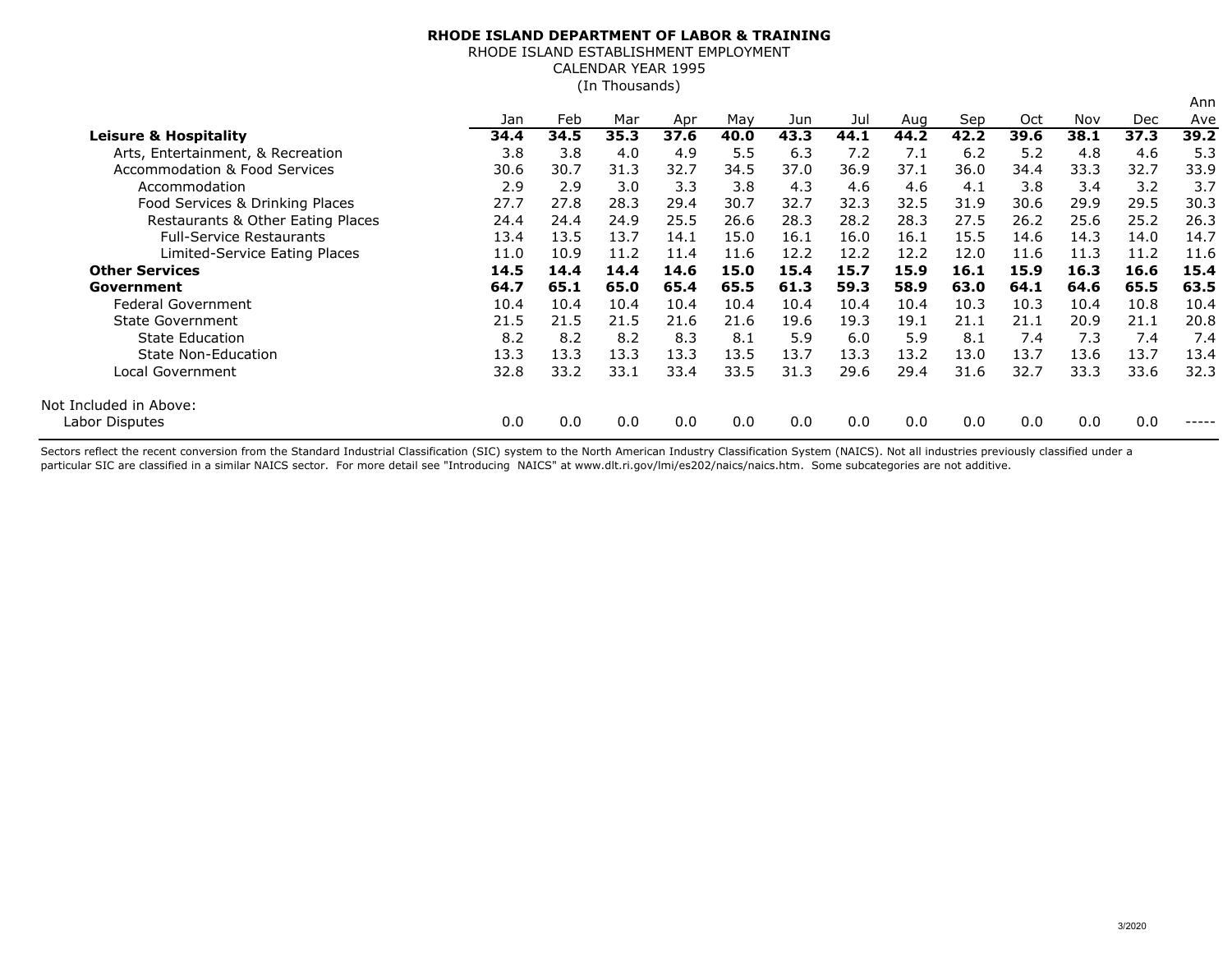**RHODE ISLAND DEPARTMENT OF LABOR & TRAINING**

RHODE ISLAND ESTABLISHMENT EMPLOYMENT

CALENDAR YEAR 1995

(In Thousands)

| | Jan | Feb | Mar | Apr | May | Jun | Jul | Aug | Sep | Oct | Nov | Dec | Ann Ave |
|---|---|---|---|---|---|---|---|---|---|---|---|---|---|
| **Leisure & Hospitality** | **34.4** | **34.5** | **35.3** | **37.6** | **40.0** | **43.3** | **44.1** | **44.2** | **42.2** | **39.6** | **38.1** | **37.3** | **39.2** |
| Arts, Entertainment, & Recreation | 3.8 | 3.8 | 4.0 | 4.9 | 5.5 | 6.3 | 7.2 | 7.1 | 6.2 | 5.2 | 4.8 | 4.6 | 5.3 |
| Accommodation & Food Services | 30.6 | 30.7 | 31.3 | 32.7 | 34.5 | 37.0 | 36.9 | 37.1 | 36.0 | 34.4 | 33.3 | 32.7 | 33.9 |
| Accommodation | 2.9 | 2.9 | 3.0 | 3.3 | 3.8 | 4.3 | 4.6 | 4.6 | 4.1 | 3.8 | 3.4 | 3.2 | 3.7 |
| Food Services & Drinking Places | 27.7 | 27.8 | 28.3 | 29.4 | 30.7 | 32.7 | 32.3 | 32.5 | 31.9 | 30.6 | 29.9 | 29.5 | 30.3 |
| Restaurants & Other Eating Places | 24.4 | 24.4 | 24.9 | 25.5 | 26.6 | 28.3 | 28.2 | 28.3 | 27.5 | 26.2 | 25.6 | 25.2 | 26.3 |
| Full-Service Restaurants | 13.4 | 13.5 | 13.7 | 14.1 | 15.0 | 16.1 | 16.0 | 16.1 | 15.5 | 14.6 | 14.3 | 14.0 | 14.7 |
| Limited-Service Eating Places | 11.0 | 10.9 | 11.2 | 11.4 | 11.6 | 12.2 | 12.2 | 12.2 | 12.0 | 11.6 | 11.3 | 11.2 | 11.6 |
| **Other Services** | **14.5** | **14.4** | **14.4** | **14.6** | **15.0** | **15.4** | **15.7** | **15.9** | **16.1** | **15.9** | **16.3** | **16.6** | **15.4** |
| **Government** | **64.7** | **65.1** | **65.0** | **65.4** | **65.5** | **61.3** | **59.3** | **58.9** | **63.0** | **64.1** | **64.6** | **65.5** | **63.5** |
| Federal Government | 10.4 | 10.4 | 10.4 | 10.4 | 10.4 | 10.4 | 10.4 | 10.4 | 10.3 | 10.3 | 10.4 | 10.8 | 10.4 |
| State Government | 21.5 | 21.5 | 21.5 | 21.6 | 21.6 | 19.6 | 19.3 | 19.1 | 21.1 | 21.1 | 20.9 | 21.1 | 20.8 |
| State Education | 8.2 | 8.2 | 8.2 | 8.3 | 8.1 | 5.9 | 6.0 | 5.9 | 8.1 | 7.4 | 7.3 | 7.4 | 7.4 |
| State Non-Education | 13.3 | 13.3 | 13.3 | 13.3 | 13.5 | 13.7 | 13.3 | 13.2 | 13.0 | 13.7 | 13.6 | 13.7 | 13.4 |
| Local Government | 32.8 | 33.2 | 33.1 | 33.4 | 33.5 | 31.3 | 29.6 | 29.4 | 31.6 | 32.7 | 33.3 | 33.6 | 32.3 |
| Not Included in Above: | | | | | | | | | | | | | |
| Labor Disputes | 0.0 | 0.0 | 0.0 | 0.0 | 0.0 | 0.0 | 0.0 | 0.0 | 0.0 | 0.0 | 0.0 | 0.0 | ----- |

Sectors reflect the recent conversion from the Standard Industrial Classification (SIC) system to the North American Industry Classification System (NAICS). Not all industries previously classified under a particular SIC are classified in a similar NAICS sector. For more detail see "Introducing NAICS" at www.dlt.ri.gov/lmi/es202/naics/naics.htm. Some subcategories are not additive.

3/2020